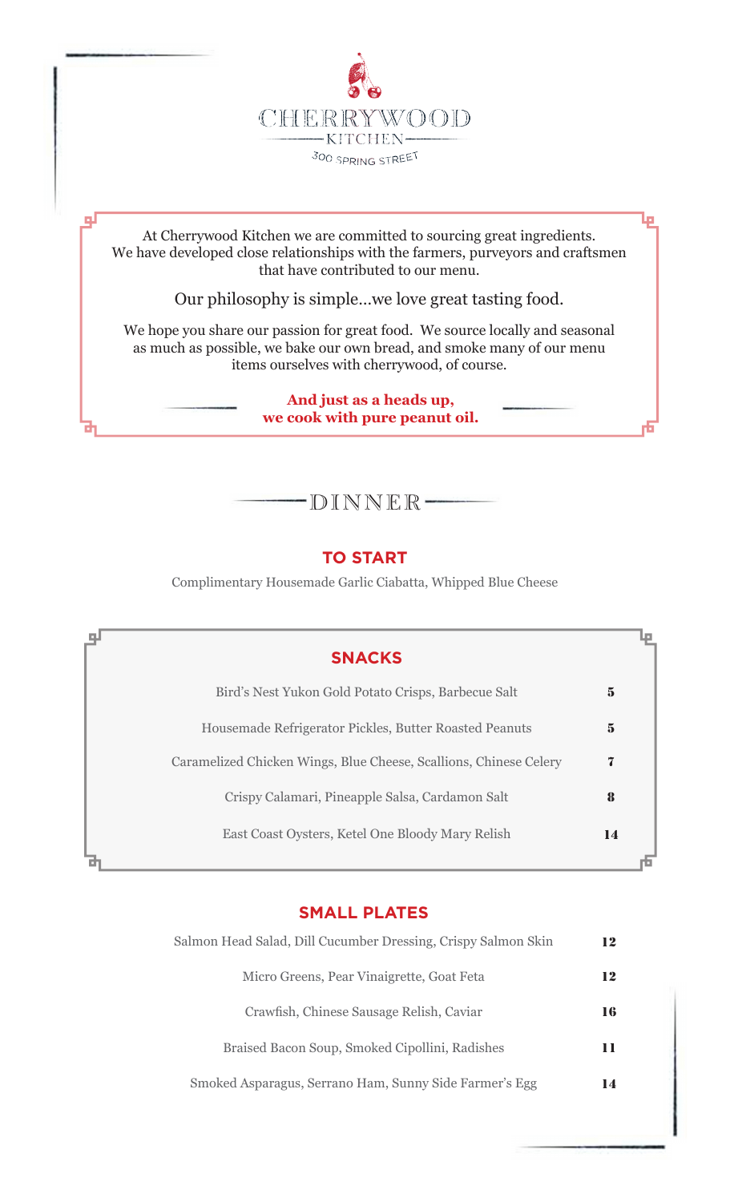# CHERRYWOOD KITCHEN

300 SPRING STREET

At Cherrywood Kitchen we are committed to sourcing great ingredients. We have developed close relationships with the farmers, purveyors and craftsmen that have contributed to our menu.

Our philosophy is simple...we love great tasting food.

We hope you share our passion for great food. We source locally and seasonal as much as possible, we bake our own bread, and smoke many of our menu items ourselves with cherrywood, of course.

**And just as a heads up, we cook with pure peanut oil.**

## DINNER

### TO START

Complimentary Housemade Garlic Ciabatta, Whipped Blue Cheese

### SNACKS

| Item | Price |
|---|---|
| Bird's Nest Yukon Gold Potato Crisps, Barbecue Salt | 5 |
| Housemade Refrigerator Pickles, Butter Roasted Peanuts | 5 |
| Caramelized Chicken Wings, Blue Cheese, Scallions, Chinese Celery | 7 |
| Crispy Calamari, Pineapple Salsa, Cardamon Salt | 8 |
| East Coast Oysters, Ketel One Bloody Mary Relish | 14 |

### SMALL PLATES

| Item | Price |
|---|---|
| Salmon Head Salad, Dill Cucumber Dressing, Crispy Salmon Skin | 12 |
| Micro Greens, Pear Vinaigrette, Goat Feta | 12 |
| Crawfish, Chinese Sausage Relish, Caviar | 16 |
| Braised Bacon Soup, Smoked Cipollini, Radishes | 11 |
| Smoked Asparagus, Serrano Ham, Sunny Side Farmer's Egg | 14 |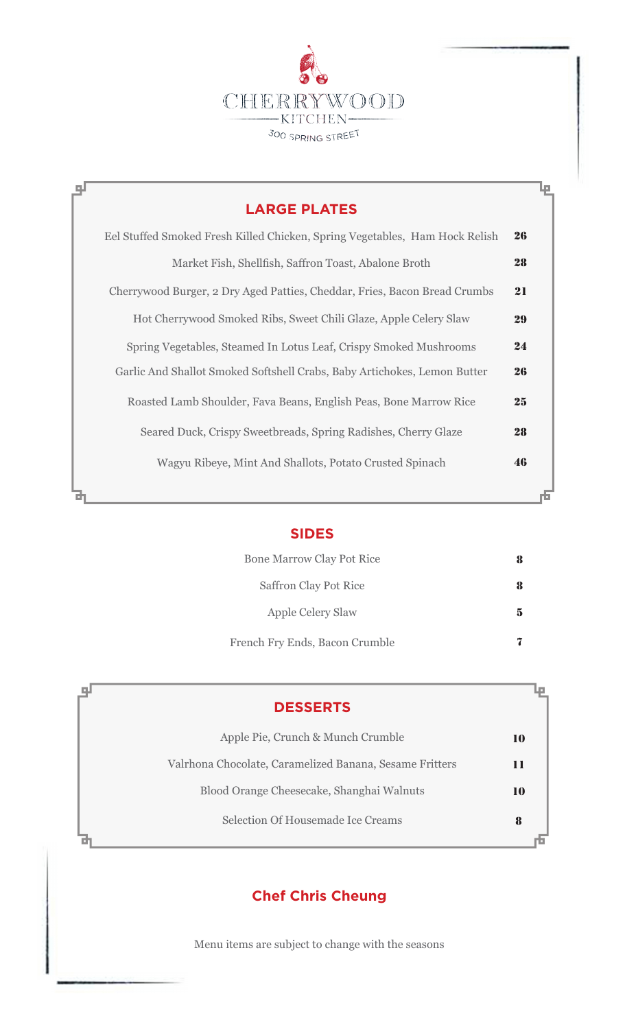# CHERRYWOOD KITCHEN

300 SPRING STREET

## LARGE PLATES

| | |
|---|---|
| Eel Stuffed Smoked Fresh Killed Chicken, Spring Vegetables, Ham Hock Relish | 26 |
| Market Fish, Shellfish, Saffron Toast, Abalone Broth | 28 |
| Cherrywood Burger, 2 Dry Aged Patties, Cheddar, Fries, Bacon Bread Crumbs | 21 |
| Hot Cherrywood Smoked Ribs, Sweet Chili Glaze, Apple Celery Slaw | 29 |
| Spring Vegetables, Steamed In Lotus Leaf, Crispy Smoked Mushrooms | 24 |
| Garlic And Shallot Smoked Softshell Crabs, Baby Artichokes, Lemon Butter | 26 |
| Roasted Lamb Shoulder, Fava Beans, English Peas, Bone Marrow Rice | 25 |
| Seared Duck, Crispy Sweetbreads, Spring Radishes, Cherry Glaze | 28 |
| Wagyu Ribeye, Mint And Shallots, Potato Crusted Spinach | 46 |

## SIDES

| | |
|---|---|
| Bone Marrow Clay Pot Rice | 8 |
| Saffron Clay Pot Rice | 8 |
| Apple Celery Slaw | 5 |
| French Fry Ends, Bacon Crumble | 7 |

## DESSERTS

| | |
|---|---|
| Apple Pie, Crunch & Munch Crumble | 10 |
| Valrhona Chocolate, Caramelized Banana, Sesame Fritters | 11 |
| Blood Orange Cheesecake, Shanghai Walnuts | 10 |
| Selection Of Housemade Ice Creams | 8 |

## Chef Chris Cheung

Menu items are subject to change with the seasons